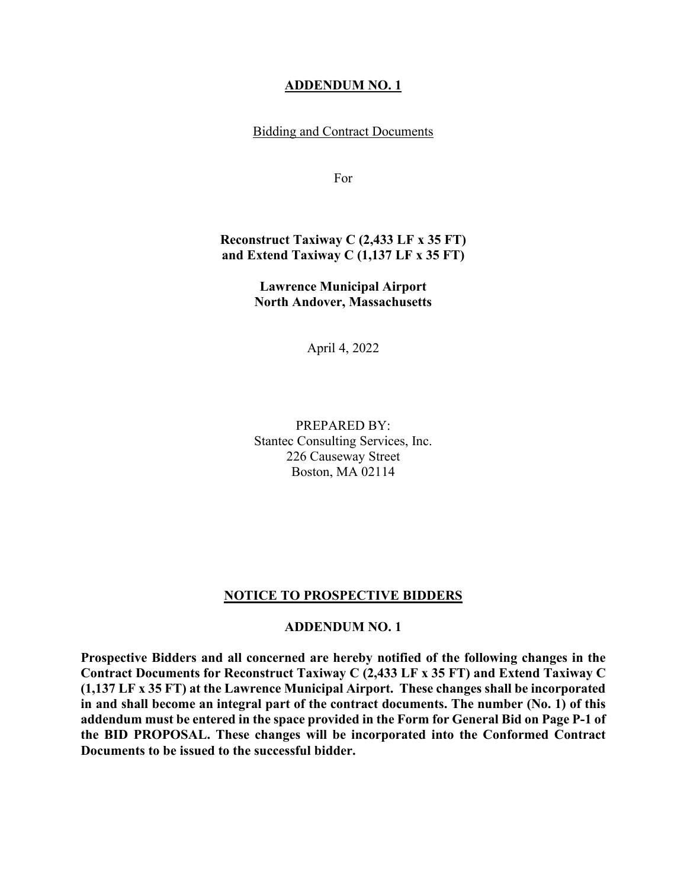# ADDENDUM NO. 1

Bidding and Contract Documents

For

**Reconstruct Taxiway C (2,433 LF x 35 FT) and Extend Taxiway C (1,137 LF x 35 FT)**

**Lawrence Municipal Airport**
**North Andover, Massachusetts**

April 4, 2022

PREPARED BY:
Stantec Consulting Services, Inc.
226 Causeway Street
Boston, MA 02114

## NOTICE TO PROSPECTIVE BIDDERS

### ADDENDUM NO. 1

**Prospective Bidders and all concerned are hereby notified of the following changes in the Contract Documents for Reconstruct Taxiway C (2,433 LF x 35 FT) and Extend Taxiway C (1,137 LF x 35 FT) at the Lawrence Municipal Airport. These changes shall be incorporated in and shall become an integral part of the contract documents. The number (No. 1) of this addendum must be entered in the space provided in the Form for General Bid on Page P-1 of the BID PROPOSAL. These changes will be incorporated into the Conformed Contract Documents to be issued to the successful bidder.**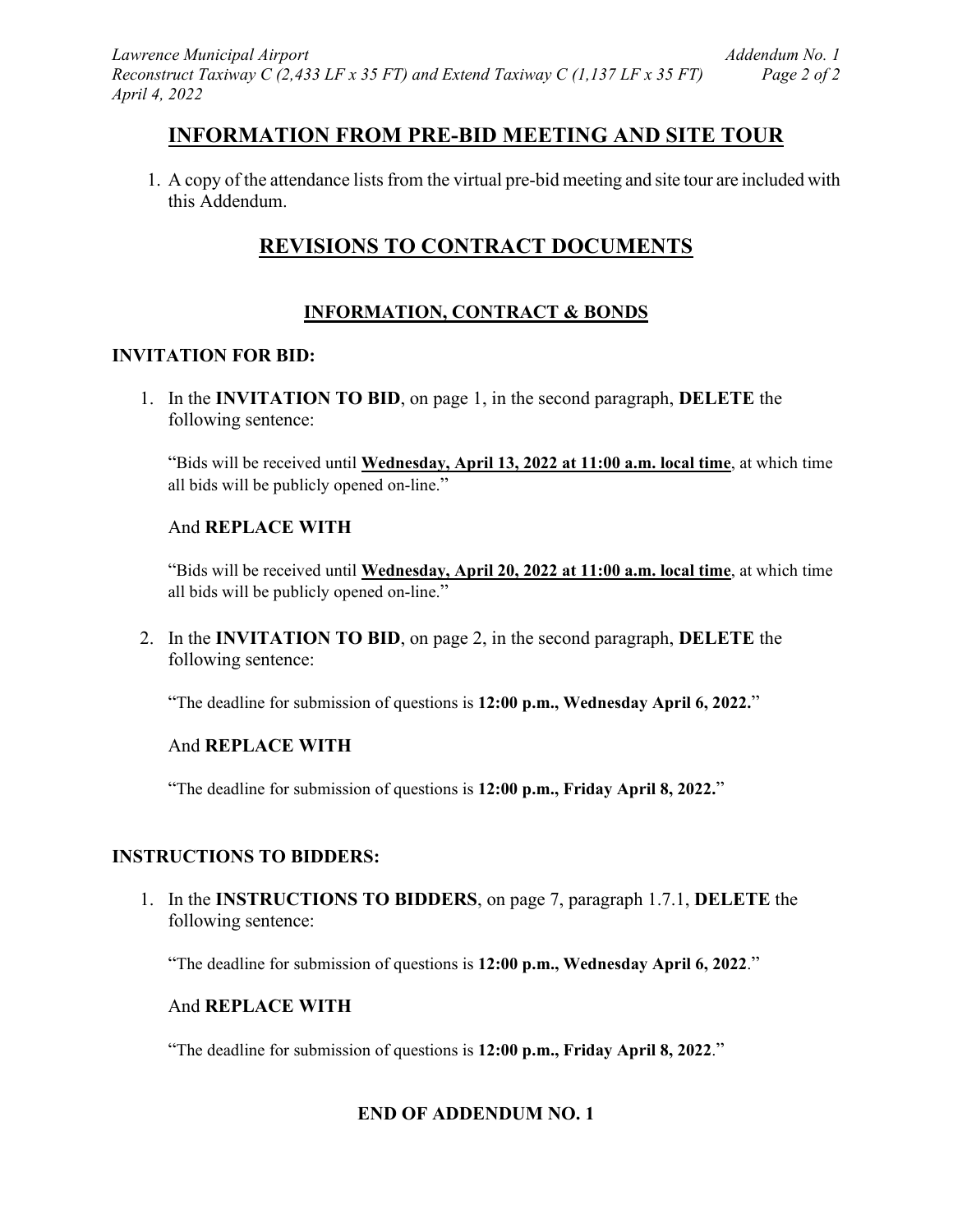## INFORMATION FROM PRE-BID MEETING AND SITE TOUR

1. A copy of the attendance lists from the virtual pre-bid meeting and site tour are included with this Addendum.

## REVISIONS TO CONTRACT DOCUMENTS

### INFORMATION, CONTRACT & BONDS

**INVITATION FOR BID:**

1. In the **INVITATION TO BID**, on page 1, in the second paragraph, **DELETE** the following sentence:

   "Bids will be received until **Wednesday, April 13, 2022 at 11:00 a.m. local time**, at which time all bids will be publicly opened on-line."

   And **REPLACE WITH**

   "Bids will be received until **Wednesday, April 20, 2022 at 11:00 a.m. local time**, at which time all bids will be publicly opened on-line."

2. In the **INVITATION TO BID**, on page 2, in the second paragraph, **DELETE** the following sentence:

   "The deadline for submission of questions is **12:00 p.m., Wednesday April 6, 2022.**"

   And **REPLACE WITH**

   "The deadline for submission of questions is **12:00 p.m., Friday April 8, 2022.**"

**INSTRUCTIONS TO BIDDERS:**

1. In the **INSTRUCTIONS TO BIDDERS**, on page 7, paragraph 1.7.1, **DELETE** the following sentence:

   "The deadline for submission of questions is **12:00 p.m., Wednesday April 6, 2022**."

   And **REPLACE WITH**

   "The deadline for submission of questions is **12:00 p.m., Friday April 8, 2022**."

**END OF ADDENDUM NO. 1**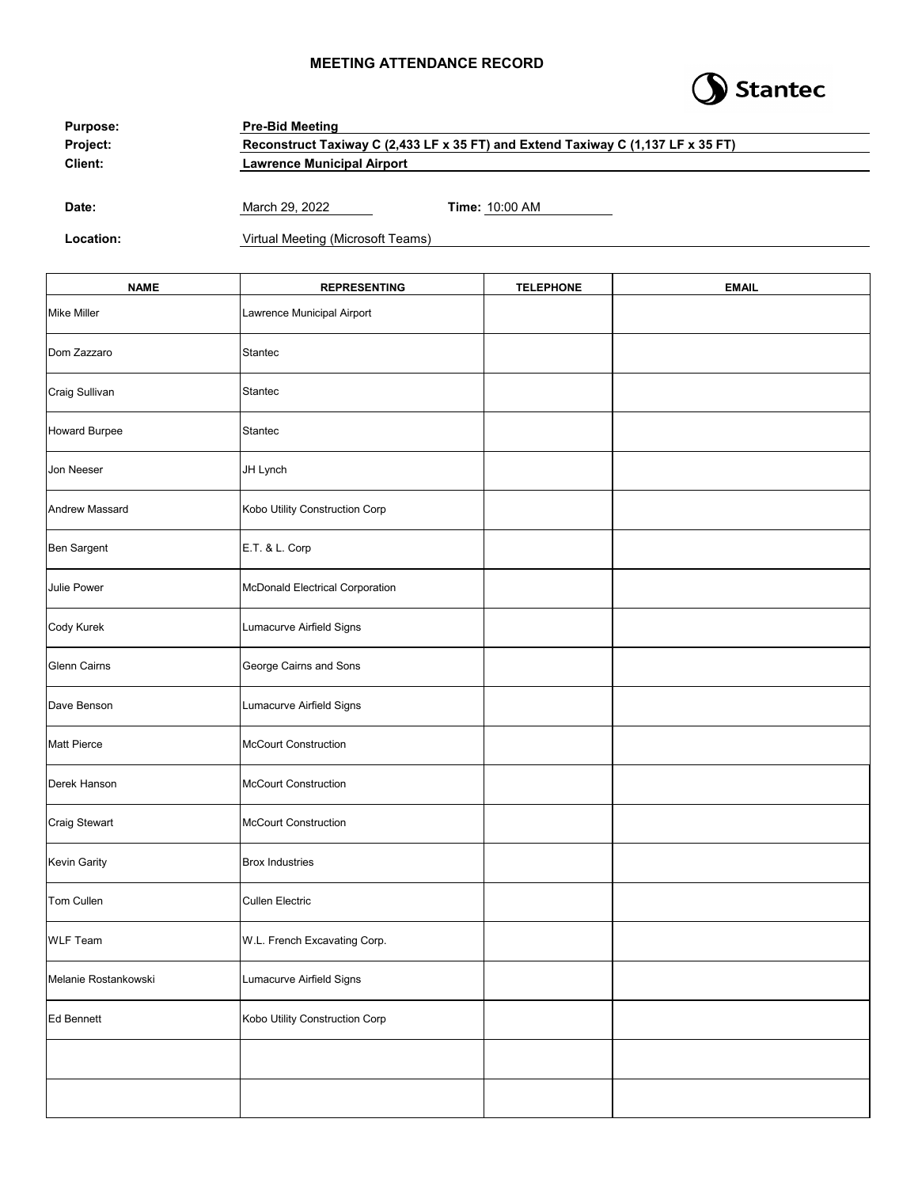# MEETING ATTENDANCE RECORD

Stantec

**Purpose:** **Pre-Bid Meeting**

**Project:** **Reconstruct Taxiway C (2,433 LF x 35 FT) and Extend Taxiway C (1,137 LF x 35 FT)**

**Client:** **Lawrence Municipal Airport**

**Date:** March 29, 2022 **Time:** 10:00 AM

**Location:** Virtual Meeting (Microsoft Teams)

| NAME | REPRESENTING | TELEPHONE | EMAIL |
|---|---|---|---|
| Mike Miller | Lawrence Municipal Airport | | |
| Dom Zazzaro | Stantec | | |
| Craig Sullivan | Stantec | | |
| Howard Burpee | Stantec | | |
| Jon Neeser | JH Lynch | | |
| Andrew Massard | Kobo Utility Construction Corp | | |
| Ben Sargent | E.T. & L. Corp | | |
| Julie Power | McDonald Electrical Corporation | | |
| Cody Kurek | Lumacurve Airfield Signs | | |
| Glenn Cairns | George Cairns and Sons | | |
| Dave Benson | Lumacurve Airfield Signs | | |
| Matt Pierce | McCourt Construction | | |
| Derek Hanson | McCourt Construction | | |
| Craig Stewart | McCourt Construction | | |
| Kevin Garity | Brox Industries | | |
| Tom Cullen | Cullen Electric | | |
| WLF Team | W.L. French Excavating Corp. | | |
| Melanie Rostankowski | Lumacurve Airfield Signs | | |
| Ed Bennett | Kobo Utility Construction Corp | | |
| | | | |
| | | | |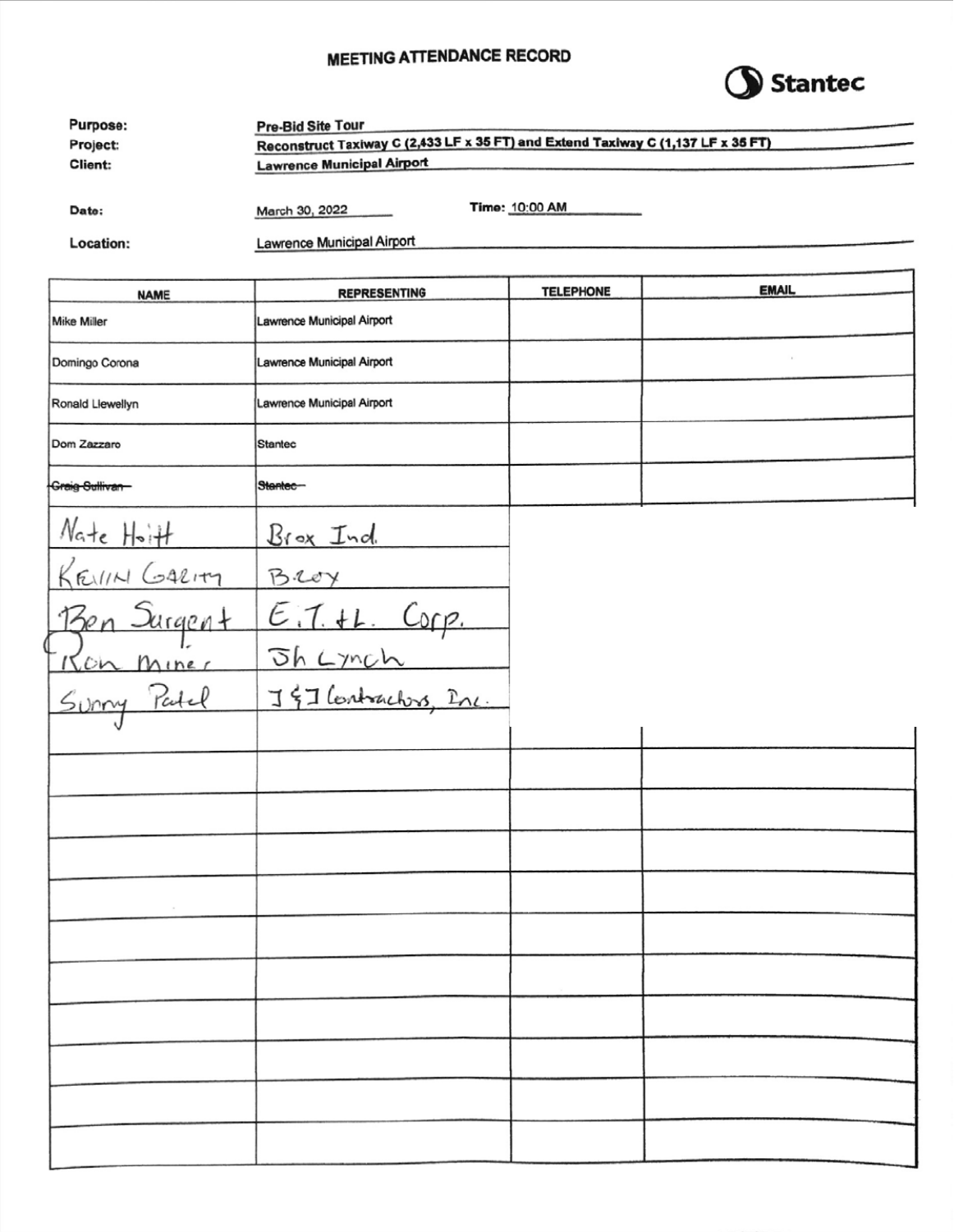# MEETING ATTENDANCE RECORD

Stantec

**Purpose:** Pre-Bid Site Tour

**Project:** Reconstruct Taxiway C (2,433 LF x 35 FT) and Extend Taxiway C (1,137 LF x 35 FT)

**Client:** Lawrence Municipal Airport

**Date:** March 30, 2022 **Time:** 10:00 AM

**Location:** Lawrence Municipal Airport

| NAME | REPRESENTING | TELEPHONE | EMAIL |
|---|---|---|---|
| Mike Miller | Lawrence Municipal Airport | | |
| Domingo Corona | Lawrence Municipal Airport | | |
| Ronald Llewellyn | Lawrence Municipal Airport | | |
| Dom Zazzaro | Stantec | | |
| ~~Craig Sullivan~~ | ~~Stantec~~ | | |
| Nate Hoitt | Brox Ind. | | |
| Kevin Garity | B.Roy | | |
| Ben Surgent | E.T.+L. Corp. | | |
| Ron Miner | Jh Lynch | | |
| Sunny Patel | J&J Contractors, Inc. | | |
| | | | |
| | | | |
| | | | |
| | | | |
| | | | |
| | | | |
| | | | |
| | | | |
| | | | |
| | | | |
| | | | |